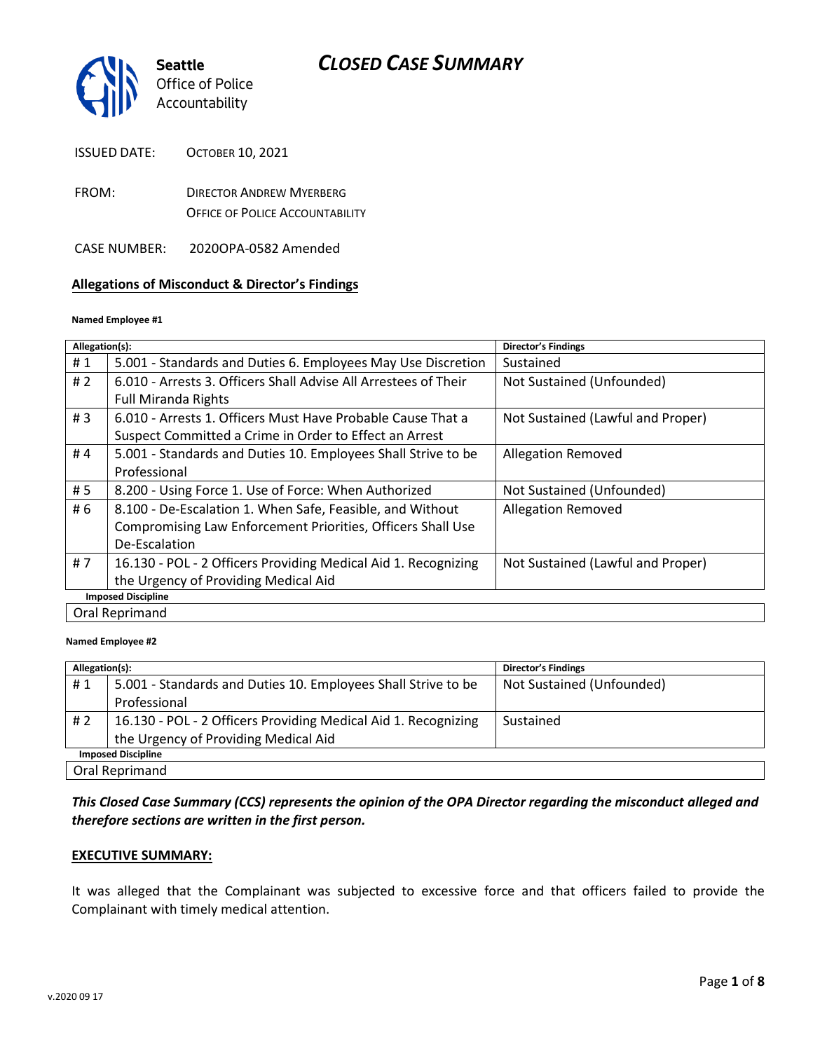Seattle Office of Police Accountability

# CLOSED CASE SUMMARY

ISSUED DATE: OCTOBER 10, 2021

FROM: DIRECTOR ANDREW MYERBERG
OFFICE OF POLICE ACCOUNTABILITY

CASE NUMBER: 2020OPA-0582 Amended

## Allegations of Misconduct & Director's Findings

**Named Employee #1**

| Allegation(s): | | Director's Findings |
|---|---|---|
| # 1 | 5.001 - Standards and Duties 6. Employees May Use Discretion | Sustained |
| # 2 | 6.010 - Arrests 3. Officers Shall Advise All Arrestees of Their Full Miranda Rights | Not Sustained (Unfounded) |
| # 3 | 6.010 - Arrests 1. Officers Must Have Probable Cause That a Suspect Committed a Crime in Order to Effect an Arrest | Not Sustained (Lawful and Proper) |
| # 4 | 5.001 - Standards and Duties 10. Employees Shall Strive to be Professional | Allegation Removed |
| # 5 | 8.200 - Using Force 1. Use of Force: When Authorized | Not Sustained (Unfounded) |
| # 6 | 8.100 - De-Escalation 1. When Safe, Feasible, and Without Compromising Law Enforcement Priorities, Officers Shall Use De-Escalation | Allegation Removed |
| # 7 | 16.130 - POL - 2 Officers Providing Medical Aid 1. Recognizing the Urgency of Providing Medical Aid | Not Sustained (Lawful and Proper) |
| **Imposed Discipline** | | |
| Oral Reprimand | | |

**Named Employee #2**

| Allegation(s): | | Director's Findings |
|---|---|---|
| # 1 | 5.001 - Standards and Duties 10. Employees Shall Strive to be Professional | Not Sustained (Unfounded) |
| # 2 | 16.130 - POL - 2 Officers Providing Medical Aid 1. Recognizing the Urgency of Providing Medical Aid | Sustained |
| **Imposed Discipline** | | |
| Oral Reprimand | | |

***This Closed Case Summary (CCS) represents the opinion of the OPA Director regarding the misconduct alleged and therefore sections are written in the first person.***

**EXECUTIVE SUMMARY:**

It was alleged that the Complainant was subjected to excessive force and that officers failed to provide the Complainant with timely medical attention.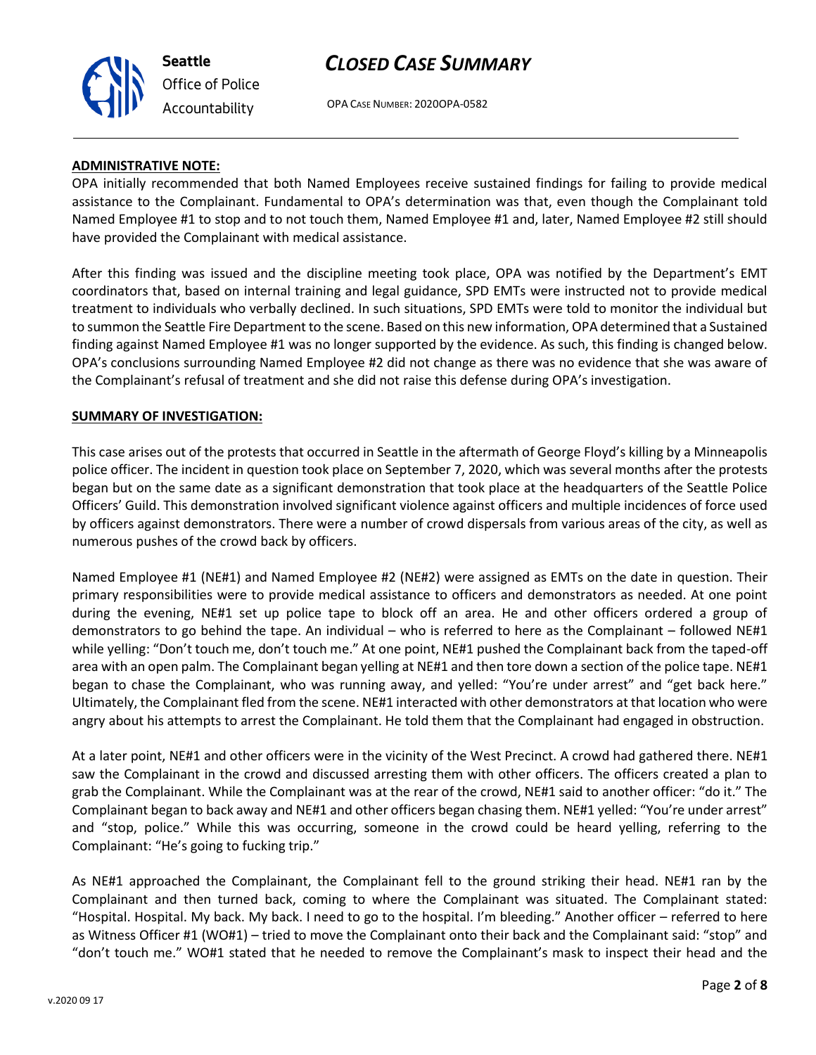**ADMINISTRATIVE NOTE:**

OPA initially recommended that both Named Employees receive sustained findings for failing to provide medical assistance to the Complainant. Fundamental to OPA's determination was that, even though the Complainant told Named Employee #1 to stop and to not touch them, Named Employee #1 and, later, Named Employee #2 still should have provided the Complainant with medical assistance.

After this finding was issued and the discipline meeting took place, OPA was notified by the Department's EMT coordinators that, based on internal training and legal guidance, SPD EMTs were instructed not to provide medical treatment to individuals who verbally declined. In such situations, SPD EMTs were told to monitor the individual but to summon the Seattle Fire Department to the scene. Based on this new information, OPA determined that a Sustained finding against Named Employee #1 was no longer supported by the evidence. As such, this finding is changed below. OPA's conclusions surrounding Named Employee #2 did not change as there was no evidence that she was aware of the Complainant's refusal of treatment and she did not raise this defense during OPA's investigation.

**SUMMARY OF INVESTIGATION:**

This case arises out of the protests that occurred in Seattle in the aftermath of George Floyd's killing by a Minneapolis police officer. The incident in question took place on September 7, 2020, which was several months after the protests began but on the same date as a significant demonstration that took place at the headquarters of the Seattle Police Officers' Guild. This demonstration involved significant violence against officers and multiple incidences of force used by officers against demonstrators. There were a number of crowd dispersals from various areas of the city, as well as numerous pushes of the crowd back by officers.

Named Employee #1 (NE#1) and Named Employee #2 (NE#2) were assigned as EMTs on the date in question. Their primary responsibilities were to provide medical assistance to officers and demonstrators as needed. At one point during the evening, NE#1 set up police tape to block off an area. He and other officers ordered a group of demonstrators to go behind the tape. An individual – who is referred to here as the Complainant – followed NE#1 while yelling: "Don't touch me, don't touch me." At one point, NE#1 pushed the Complainant back from the taped-off area with an open palm. The Complainant began yelling at NE#1 and then tore down a section of the police tape. NE#1 began to chase the Complainant, who was running away, and yelled: "You're under arrest" and "get back here." Ultimately, the Complainant fled from the scene. NE#1 interacted with other demonstrators at that location who were angry about his attempts to arrest the Complainant. He told them that the Complainant had engaged in obstruction.

At a later point, NE#1 and other officers were in the vicinity of the West Precinct. A crowd had gathered there. NE#1 saw the Complainant in the crowd and discussed arresting them with other officers. The officers created a plan to grab the Complainant. While the Complainant was at the rear of the crowd, NE#1 said to another officer: "do it." The Complainant began to back away and NE#1 and other officers began chasing them. NE#1 yelled: "You're under arrest" and "stop, police." While this was occurring, someone in the crowd could be heard yelling, referring to the Complainant: "He's going to fucking trip."

As NE#1 approached the Complainant, the Complainant fell to the ground striking their head. NE#1 ran by the Complainant and then turned back, coming to where the Complainant was situated. The Complainant stated: "Hospital. Hospital. My back. My back. I need to go to the hospital. I'm bleeding." Another officer – referred to here as Witness Officer #1 (WO#1) – tried to move the Complainant onto their back and the Complainant said: "stop" and "don't touch me." WO#1 stated that he needed to remove the Complainant's mask to inspect their head and the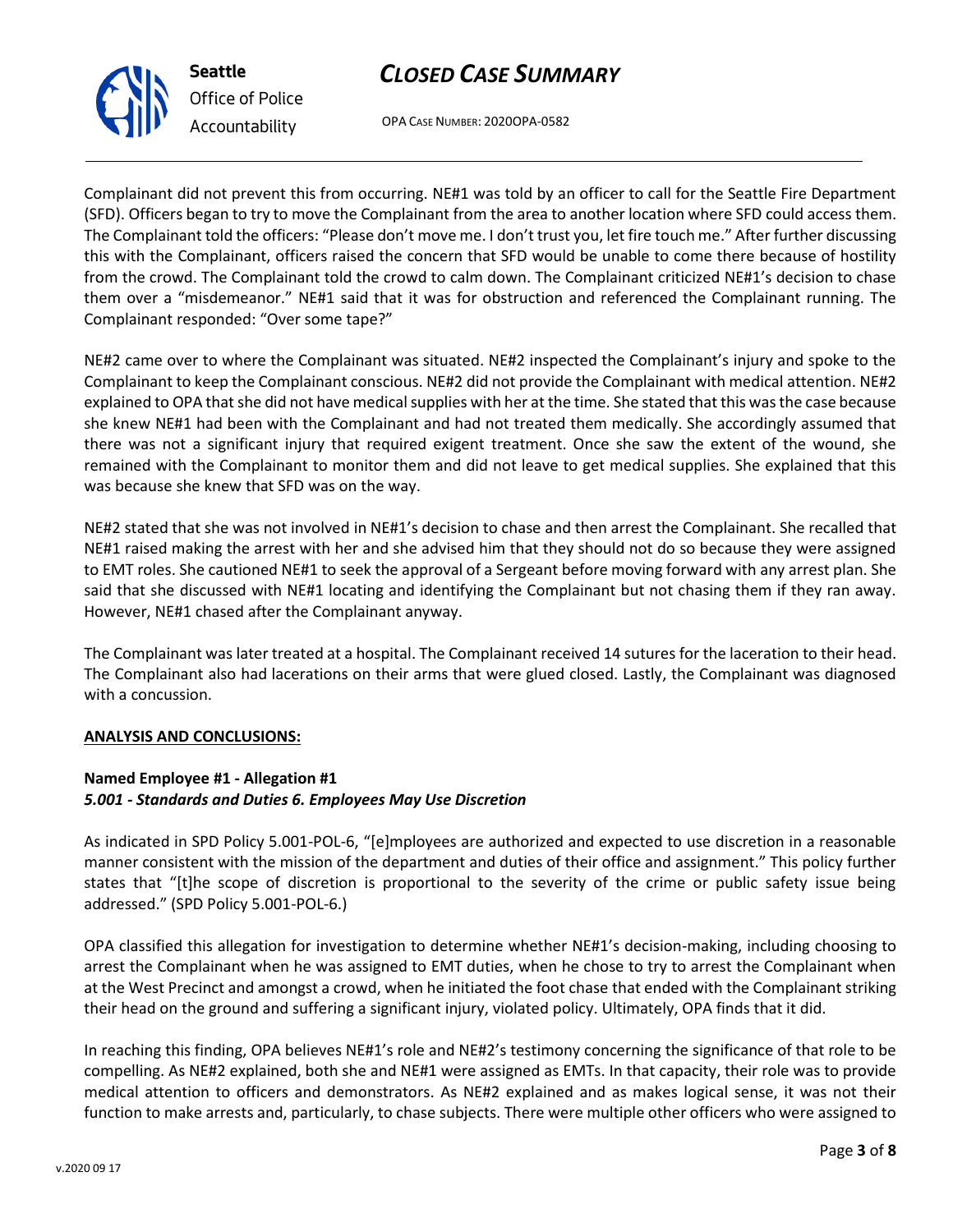Complainant did not prevent this from occurring. NE#1 was told by an officer to call for the Seattle Fire Department (SFD). Officers began to try to move the Complainant from the area to another location where SFD could access them. The Complainant told the officers: "Please don't move me. I don't trust you, let fire touch me." After further discussing this with the Complainant, officers raised the concern that SFD would be unable to come there because of hostility from the crowd. The Complainant told the crowd to calm down. The Complainant criticized NE#1's decision to chase them over a "misdemeanor." NE#1 said that it was for obstruction and referenced the Complainant running. The Complainant responded: "Over some tape?"

NE#2 came over to where the Complainant was situated. NE#2 inspected the Complainant's injury and spoke to the Complainant to keep the Complainant conscious. NE#2 did not provide the Complainant with medical attention. NE#2 explained to OPA that she did not have medical supplies with her at the time. She stated that this was the case because she knew NE#1 had been with the Complainant and had not treated them medically. She accordingly assumed that there was not a significant injury that required exigent treatment. Once she saw the extent of the wound, she remained with the Complainant to monitor them and did not leave to get medical supplies. She explained that this was because she knew that SFD was on the way.

NE#2 stated that she was not involved in NE#1's decision to chase and then arrest the Complainant. She recalled that NE#1 raised making the arrest with her and she advised him that they should not do so because they were assigned to EMT roles. She cautioned NE#1 to seek the approval of a Sergeant before moving forward with any arrest plan. She said that she discussed with NE#1 locating and identifying the Complainant but not chasing them if they ran away. However, NE#1 chased after the Complainant anyway.

The Complainant was later treated at a hospital. The Complainant received 14 sutures for the laceration to their head. The Complainant also had lacerations on their arms that were glued closed. Lastly, the Complainant was diagnosed with a concussion.

## ANALYSIS AND CONCLUSIONS:

**Named Employee #1 - Allegation #1**
***5.001 - Standards and Duties 6. Employees May Use Discretion***

As indicated in SPD Policy 5.001-POL-6, "[e]mployees are authorized and expected to use discretion in a reasonable manner consistent with the mission of the department and duties of their office and assignment." This policy further states that "[t]he scope of discretion is proportional to the severity of the crime or public safety issue being addressed." (SPD Policy 5.001-POL-6.)

OPA classified this allegation for investigation to determine whether NE#1's decision-making, including choosing to arrest the Complainant when he was assigned to EMT duties, when he chose to try to arrest the Complainant when at the West Precinct and amongst a crowd, when he initiated the foot chase that ended with the Complainant striking their head on the ground and suffering a significant injury, violated policy. Ultimately, OPA finds that it did.

In reaching this finding, OPA believes NE#1's role and NE#2's testimony concerning the significance of that role to be compelling. As NE#2 explained, both she and NE#1 were assigned as EMTs. In that capacity, their role was to provide medical attention to officers and demonstrators. As NE#2 explained and as makes logical sense, it was not their function to make arrests and, particularly, to chase subjects. There were multiple other officers who were assigned to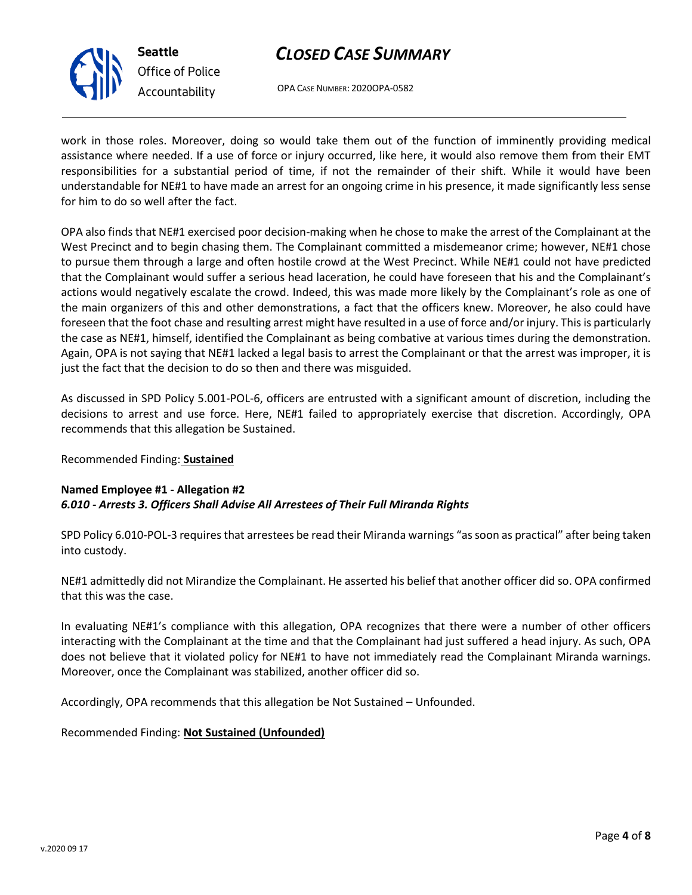work in those roles. Moreover, doing so would take them out of the function of imminently providing medical assistance where needed. If a use of force or injury occurred, like here, it would also remove them from their EMT responsibilities for a substantial period of time, if not the remainder of their shift. While it would have been understandable for NE#1 to have made an arrest for an ongoing crime in his presence, it made significantly less sense for him to do so well after the fact.

OPA also finds that NE#1 exercised poor decision-making when he chose to make the arrest of the Complainant at the West Precinct and to begin chasing them. The Complainant committed a misdemeanor crime; however, NE#1 chose to pursue them through a large and often hostile crowd at the West Precinct. While NE#1 could not have predicted that the Complainant would suffer a serious head laceration, he could have foreseen that his and the Complainant's actions would negatively escalate the crowd. Indeed, this was made more likely by the Complainant's role as one of the main organizers of this and other demonstrations, a fact that the officers knew. Moreover, he also could have foreseen that the foot chase and resulting arrest might have resulted in a use of force and/or injury. This is particularly the case as NE#1, himself, identified the Complainant as being combative at various times during the demonstration. Again, OPA is not saying that NE#1 lacked a legal basis to arrest the Complainant or that the arrest was improper, it is just the fact that the decision to do so then and there was misguided.

As discussed in SPD Policy 5.001-POL-6, officers are entrusted with a significant amount of discretion, including the decisions to arrest and use force. Here, NE#1 failed to appropriately exercise that discretion. Accordingly, OPA recommends that this allegation be Sustained.

Recommended Finding: **Sustained**

**Named Employee #1 - Allegation #2**
***6.010 - Arrests 3. Officers Shall Advise All Arrestees of Their Full Miranda Rights***

SPD Policy 6.010-POL-3 requires that arrestees be read their Miranda warnings "as soon as practical" after being taken into custody.

NE#1 admittedly did not Mirandize the Complainant. He asserted his belief that another officer did so. OPA confirmed that this was the case.

In evaluating NE#1's compliance with this allegation, OPA recognizes that there were a number of other officers interacting with the Complainant at the time and that the Complainant had just suffered a head injury. As such, OPA does not believe that it violated policy for NE#1 to have not immediately read the Complainant Miranda warnings. Moreover, once the Complainant was stabilized, another officer did so.

Accordingly, OPA recommends that this allegation be Not Sustained – Unfounded.

Recommended Finding: **Not Sustained (Unfounded)**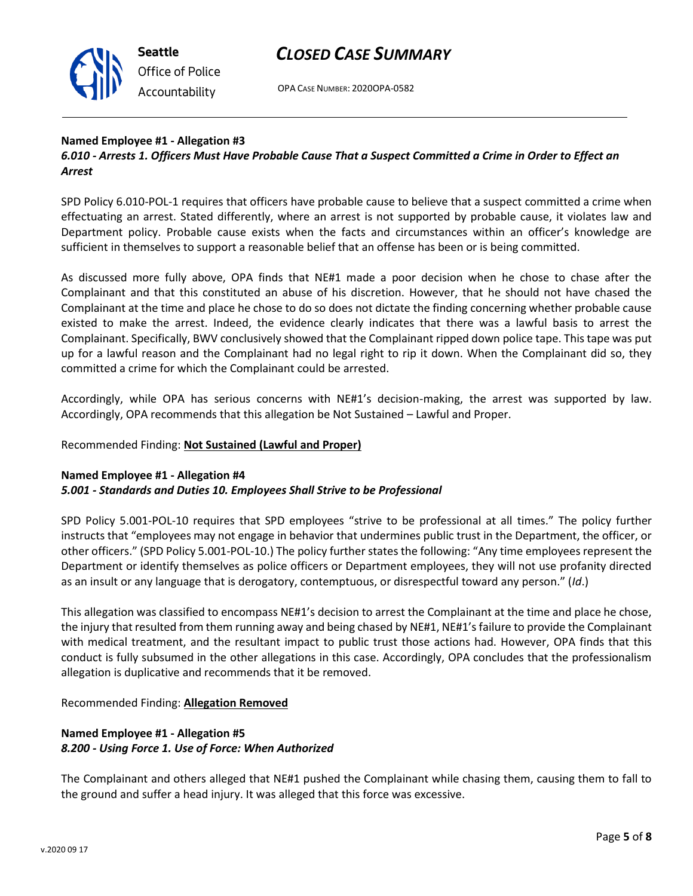**Named Employee #1 - Allegation #3**
***6.010 - Arrests 1. Officers Must Have Probable Cause That a Suspect Committed a Crime in Order to Effect an Arrest***

SPD Policy 6.010-POL-1 requires that officers have probable cause to believe that a suspect committed a crime when effectuating an arrest. Stated differently, where an arrest is not supported by probable cause, it violates law and Department policy. Probable cause exists when the facts and circumstances within an officer's knowledge are sufficient in themselves to support a reasonable belief that an offense has been or is being committed.

As discussed more fully above, OPA finds that NE#1 made a poor decision when he chose to chase after the Complainant and that this constituted an abuse of his discretion. However, that he should not have chased the Complainant at the time and place he chose to do so does not dictate the finding concerning whether probable cause existed to make the arrest. Indeed, the evidence clearly indicates that there was a lawful basis to arrest the Complainant. Specifically, BWV conclusively showed that the Complainant ripped down police tape. This tape was put up for a lawful reason and the Complainant had no legal right to rip it down. When the Complainant did so, they committed a crime for which the Complainant could be arrested.

Accordingly, while OPA has serious concerns with NE#1's decision-making, the arrest was supported by law. Accordingly, OPA recommends that this allegation be Not Sustained – Lawful and Proper.

Recommended Finding: **Not Sustained (Lawful and Proper)**

**Named Employee #1 - Allegation #4**
***5.001 - Standards and Duties 10. Employees Shall Strive to be Professional***

SPD Policy 5.001-POL-10 requires that SPD employees "strive to be professional at all times." The policy further instructs that "employees may not engage in behavior that undermines public trust in the Department, the officer, or other officers." (SPD Policy 5.001-POL-10.) The policy further states the following: "Any time employees represent the Department or identify themselves as police officers or Department employees, they will not use profanity directed as an insult or any language that is derogatory, contemptuous, or disrespectful toward any person." (*Id*.)

This allegation was classified to encompass NE#1's decision to arrest the Complainant at the time and place he chose, the injury that resulted from them running away and being chased by NE#1, NE#1's failure to provide the Complainant with medical treatment, and the resultant impact to public trust those actions had. However, OPA finds that this conduct is fully subsumed in the other allegations in this case. Accordingly, OPA concludes that the professionalism allegation is duplicative and recommends that it be removed.

Recommended Finding: **Allegation Removed**

**Named Employee #1 - Allegation #5**
***8.200 - Using Force 1. Use of Force: When Authorized***

The Complainant and others alleged that NE#1 pushed the Complainant while chasing them, causing them to fall to the ground and suffer a head injury. It was alleged that this force was excessive.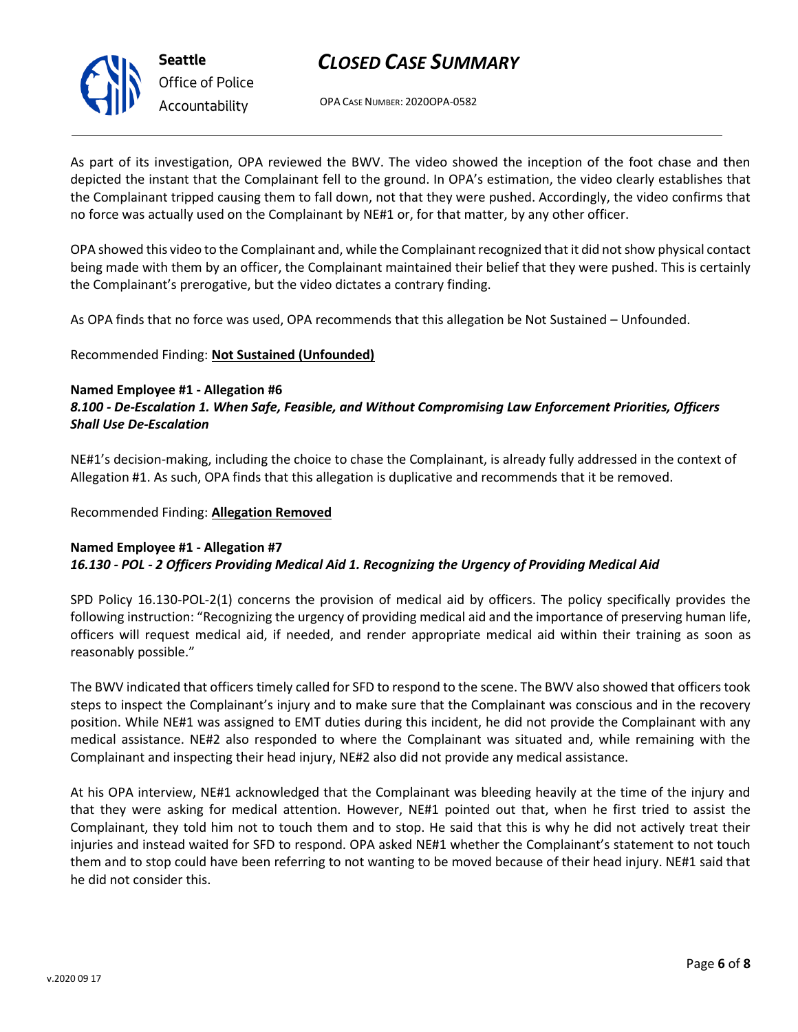As part of its investigation, OPA reviewed the BWV. The video showed the inception of the foot chase and then depicted the instant that the Complainant fell to the ground. In OPA's estimation, the video clearly establishes that the Complainant tripped causing them to fall down, not that they were pushed. Accordingly, the video confirms that no force was actually used on the Complainant by NE#1 or, for that matter, by any other officer.

OPA showed this video to the Complainant and, while the Complainant recognized that it did not show physical contact being made with them by an officer, the Complainant maintained their belief that they were pushed. This is certainly the Complainant's prerogative, but the video dictates a contrary finding.

As OPA finds that no force was used, OPA recommends that this allegation be Not Sustained – Unfounded.

Recommended Finding: **Not Sustained (Unfounded)**

**Named Employee #1 - Allegation #6**
***8.100 - De-Escalation 1. When Safe, Feasible, and Without Compromising Law Enforcement Priorities, Officers Shall Use De-Escalation***

NE#1's decision-making, including the choice to chase the Complainant, is already fully addressed in the context of Allegation #1. As such, OPA finds that this allegation is duplicative and recommends that it be removed.

Recommended Finding: **Allegation Removed**

**Named Employee #1 - Allegation #7**
***16.130 - POL - 2 Officers Providing Medical Aid 1. Recognizing the Urgency of Providing Medical Aid***

SPD Policy 16.130-POL-2(1) concerns the provision of medical aid by officers. The policy specifically provides the following instruction: "Recognizing the urgency of providing medical aid and the importance of preserving human life, officers will request medical aid, if needed, and render appropriate medical aid within their training as soon as reasonably possible."

The BWV indicated that officers timely called for SFD to respond to the scene. The BWV also showed that officers took steps to inspect the Complainant's injury and to make sure that the Complainant was conscious and in the recovery position. While NE#1 was assigned to EMT duties during this incident, he did not provide the Complainant with any medical assistance. NE#2 also responded to where the Complainant was situated and, while remaining with the Complainant and inspecting their head injury, NE#2 also did not provide any medical assistance.

At his OPA interview, NE#1 acknowledged that the Complainant was bleeding heavily at the time of the injury and that they were asking for medical attention. However, NE#1 pointed out that, when he first tried to assist the Complainant, they told him not to touch them and to stop. He said that this is why he did not actively treat their injuries and instead waited for SFD to respond. OPA asked NE#1 whether the Complainant's statement to not touch them and to stop could have been referring to not wanting to be moved because of their head injury. NE#1 said that he did not consider this.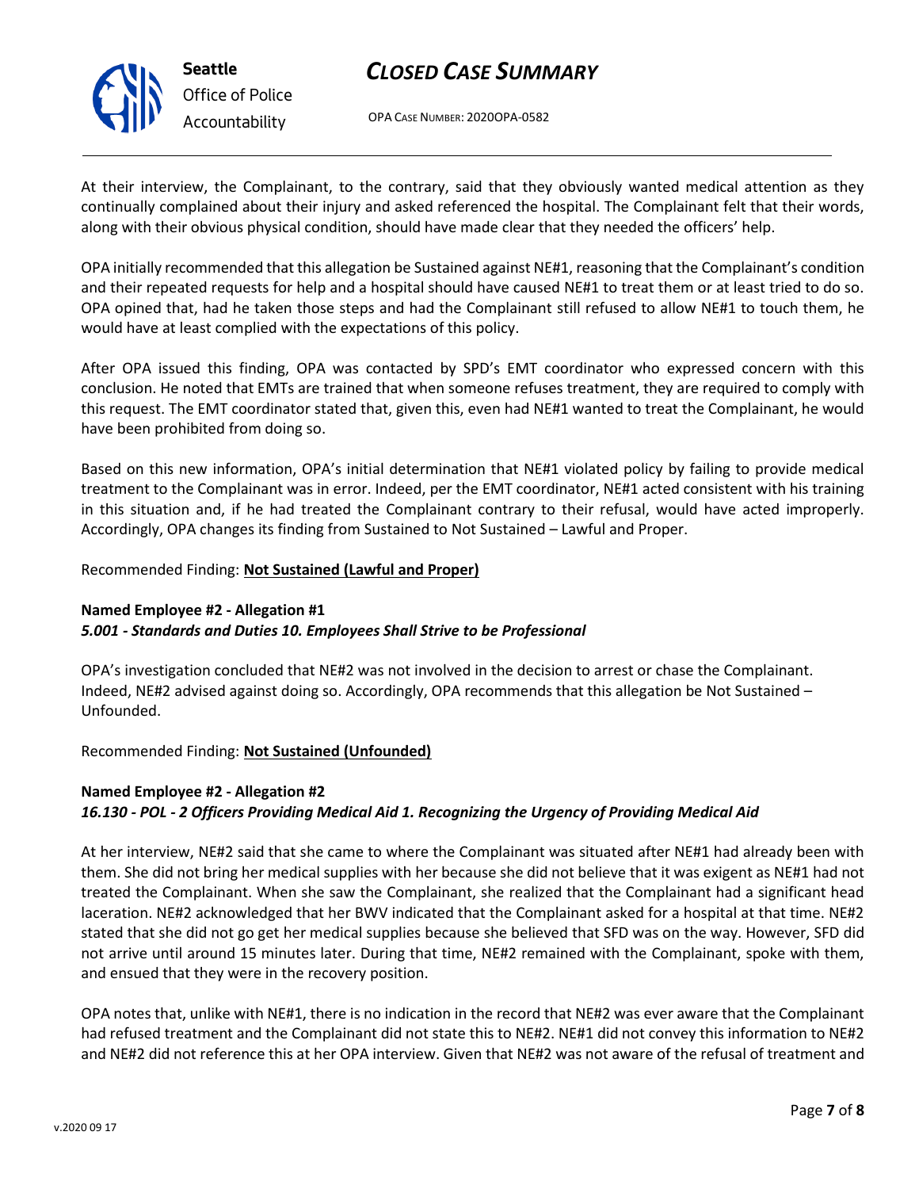At their interview, the Complainant, to the contrary, said that they obviously wanted medical attention as they continually complained about their injury and asked referenced the hospital. The Complainant felt that their words, along with their obvious physical condition, should have made clear that they needed the officers' help.

OPA initially recommended that this allegation be Sustained against NE#1, reasoning that the Complainant's condition and their repeated requests for help and a hospital should have caused NE#1 to treat them or at least tried to do so. OPA opined that, had he taken those steps and had the Complainant still refused to allow NE#1 to touch them, he would have at least complied with the expectations of this policy.

After OPA issued this finding, OPA was contacted by SPD's EMT coordinator who expressed concern with this conclusion. He noted that EMTs are trained that when someone refuses treatment, they are required to comply with this request. The EMT coordinator stated that, given this, even had NE#1 wanted to treat the Complainant, he would have been prohibited from doing so.

Based on this new information, OPA's initial determination that NE#1 violated policy by failing to provide medical treatment to the Complainant was in error. Indeed, per the EMT coordinator, NE#1 acted consistent with his training in this situation and, if he had treated the Complainant contrary to their refusal, would have acted improperly. Accordingly, OPA changes its finding from Sustained to Not Sustained – Lawful and Proper.

Recommended Finding: **Not Sustained (Lawful and Proper)**

**Named Employee #2 - Allegation #1**
***5.001 - Standards and Duties 10. Employees Shall Strive to be Professional***

OPA's investigation concluded that NE#2 was not involved in the decision to arrest or chase the Complainant. Indeed, NE#2 advised against doing so. Accordingly, OPA recommends that this allegation be Not Sustained – Unfounded.

Recommended Finding: **Not Sustained (Unfounded)**

**Named Employee #2 - Allegation #2**
***16.130 - POL - 2 Officers Providing Medical Aid 1. Recognizing the Urgency of Providing Medical Aid***

At her interview, NE#2 said that she came to where the Complainant was situated after NE#1 had already been with them. She did not bring her medical supplies with her because she did not believe that it was exigent as NE#1 had not treated the Complainant. When she saw the Complainant, she realized that the Complainant had a significant head laceration. NE#2 acknowledged that her BWV indicated that the Complainant asked for a hospital at that time. NE#2 stated that she did not go get her medical supplies because she believed that SFD was on the way. However, SFD did not arrive until around 15 minutes later. During that time, NE#2 remained with the Complainant, spoke with them, and ensued that they were in the recovery position.

OPA notes that, unlike with NE#1, there is no indication in the record that NE#2 was ever aware that the Complainant had refused treatment and the Complainant did not state this to NE#2. NE#1 did not convey this information to NE#2 and NE#2 did not reference this at her OPA interview. Given that NE#2 was not aware of the refusal of treatment and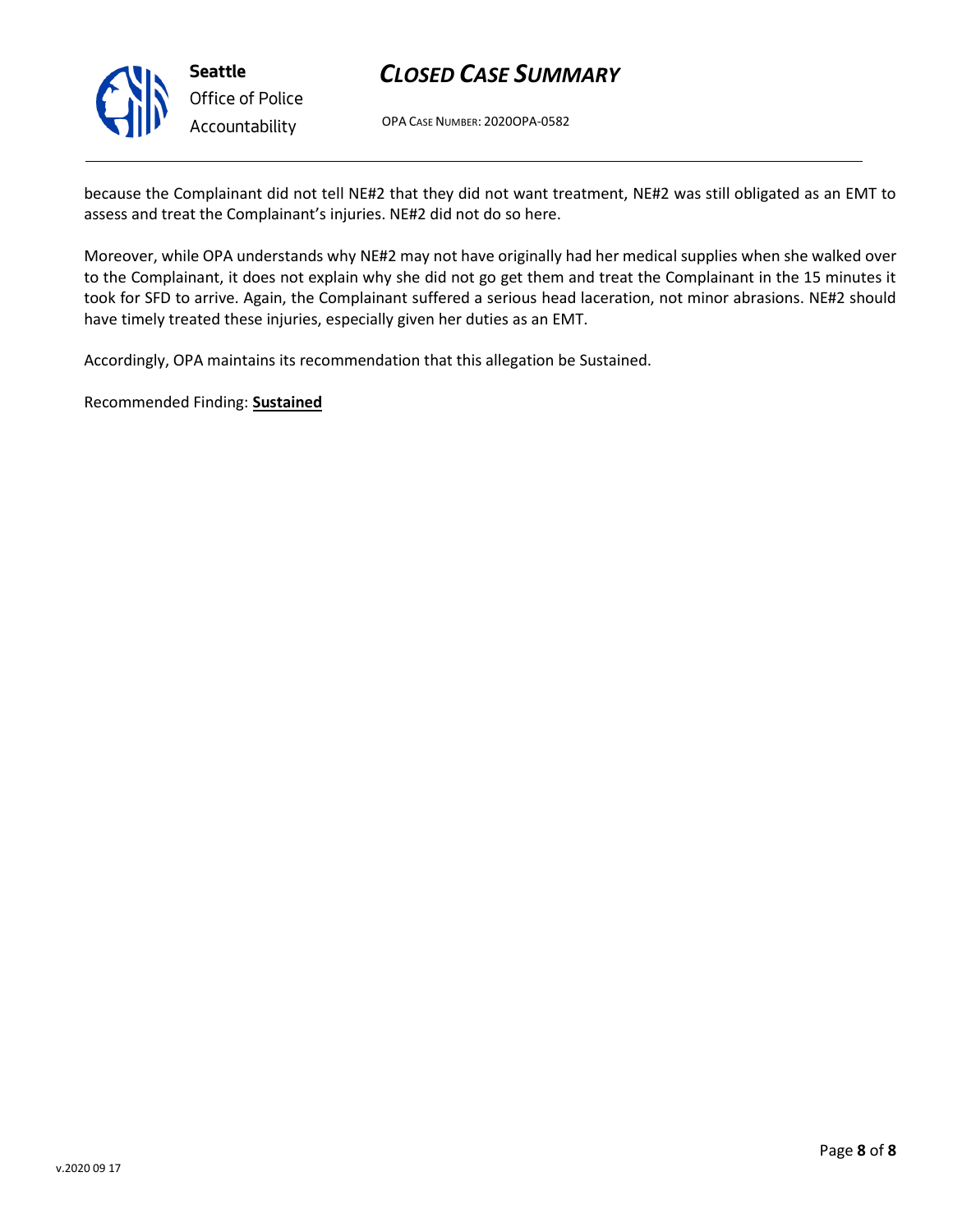because the Complainant did not tell NE#2 that they did not want treatment, NE#2 was still obligated as an EMT to assess and treat the Complainant's injuries. NE#2 did not do so here.

Moreover, while OPA understands why NE#2 may not have originally had her medical supplies when she walked over to the Complainant, it does not explain why she did not go get them and treat the Complainant in the 15 minutes it took for SFD to arrive. Again, the Complainant suffered a serious head laceration, not minor abrasions. NE#2 should have timely treated these injuries, especially given her duties as an EMT.

Accordingly, OPA maintains its recommendation that this allegation be Sustained.

Recommended Finding: **Sustained**